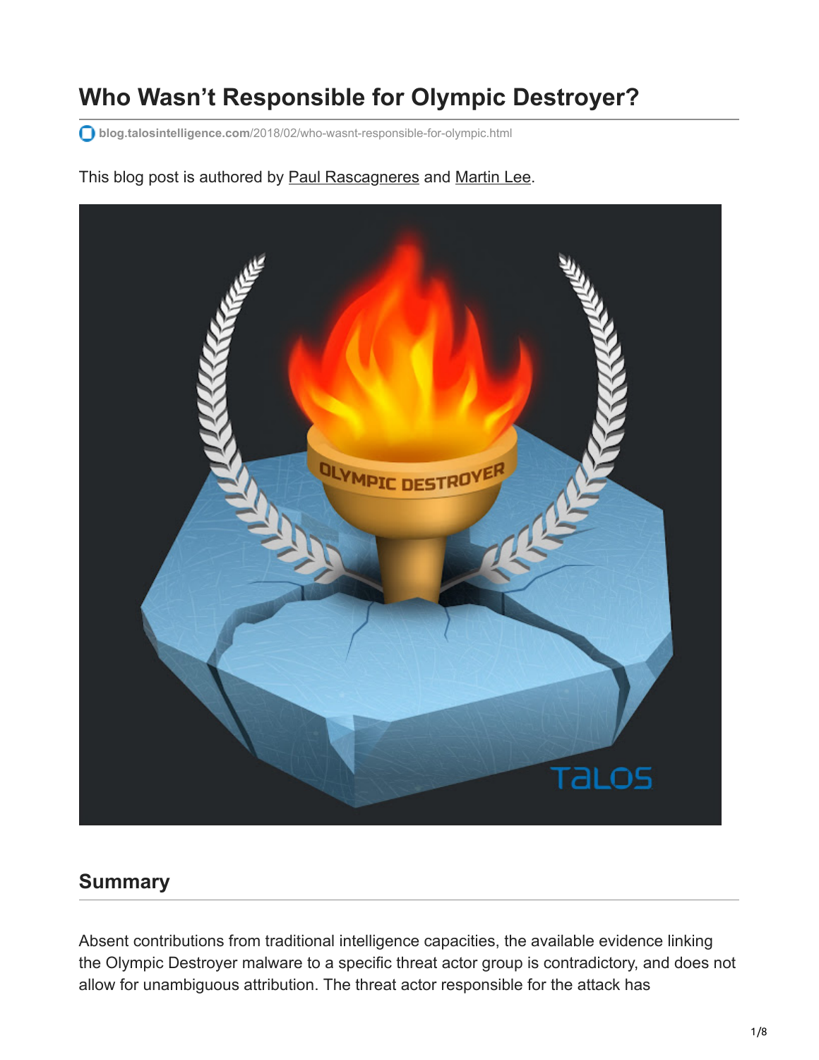# Who Wasn't Responsible for Olympic Destroyer?

blog.talosintelligence.com/2018/02/who-wasnt-responsible-for-olympic.html

This blog post is authored by Paul Rascagneres and Martin Lee.

## Summary

Absent contributions from traditional intelligence capacities, the available evidence linking the Olympic Destroyer malware to a specific threat actor group is contradictory, and does not allow for unambiguous attribution. The threat actor responsible for the attack has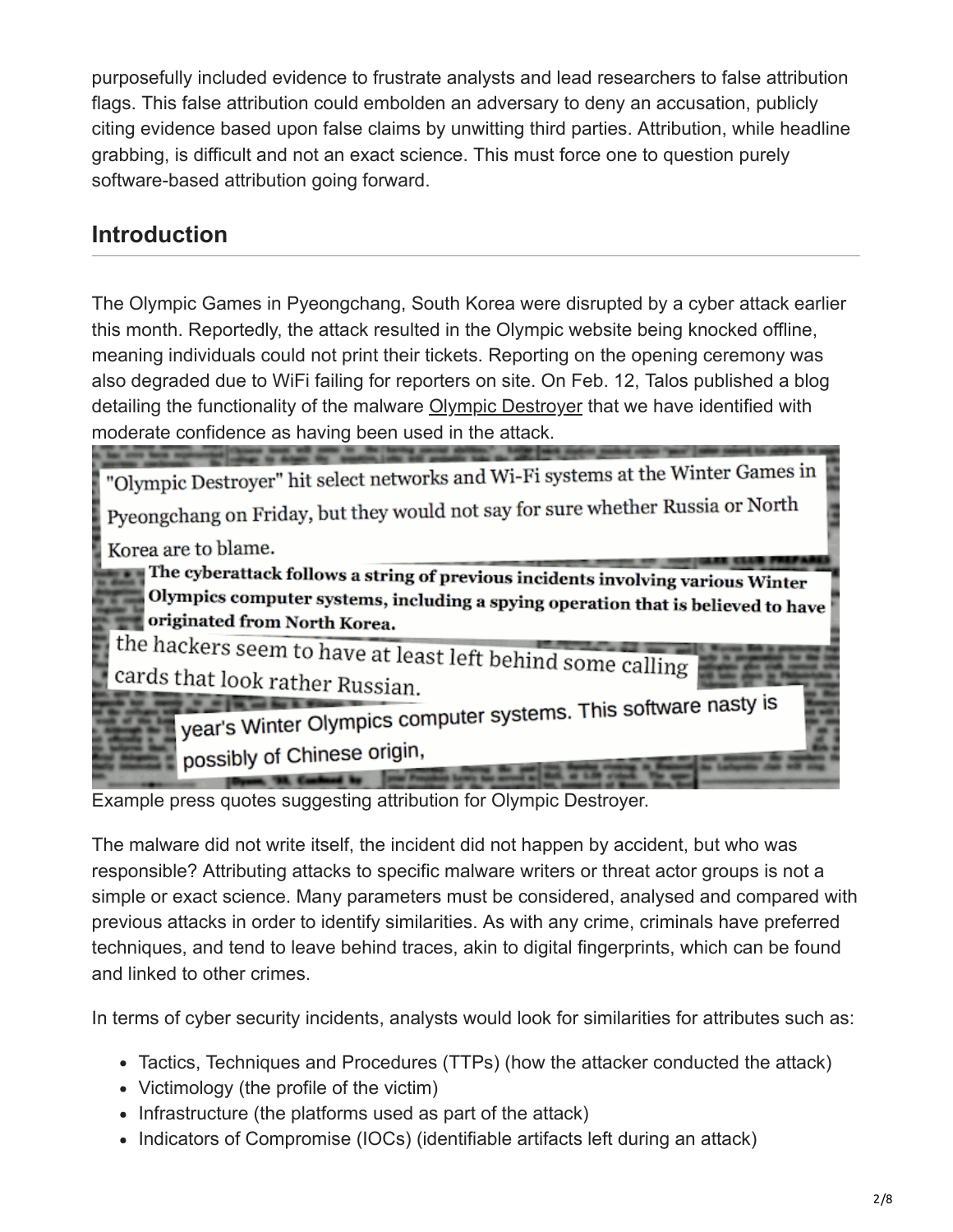purposefully included evidence to frustrate analysts and lead researchers to false attribution flags. This false attribution could embolden an adversary to deny an accusation, publicly citing evidence based upon false claims by unwitting third parties. Attribution, while headline grabbing, is difficult and not an exact science. This must force one to question purely software-based attribution going forward.

## Introduction

The Olympic Games in Pyeongchang, South Korea were disrupted by a cyber attack earlier this month. Reportedly, the attack resulted in the Olympic website being knocked offline, meaning individuals could not print their tickets. Reporting on the opening ceremony was also degraded due to WiFi failing for reporters on site. On Feb. 12, Talos published a blog detailing the functionality of the malware Olympic Destroyer that we have identified with moderate confidence as having been used in the attack.

Example press quotes suggesting attribution for Olympic Destroyer.

The malware did not write itself, the incident did not happen by accident, but who was responsible? Attributing attacks to specific malware writers or threat actor groups is not a simple or exact science. Many parameters must be considered, analysed and compared with previous attacks in order to identify similarities. As with any crime, criminals have preferred techniques, and tend to leave behind traces, akin to digital fingerprints, which can be found and linked to other crimes.

In terms of cyber security incidents, analysts would look for similarities for attributes such as:

- Tactics, Techniques and Procedures (TTPs) (how the attacker conducted the attack)
- Victimology (the profile of the victim)
- Infrastructure (the platforms used as part of the attack)
- Indicators of Compromise (IOCs) (identifiable artifacts left during an attack)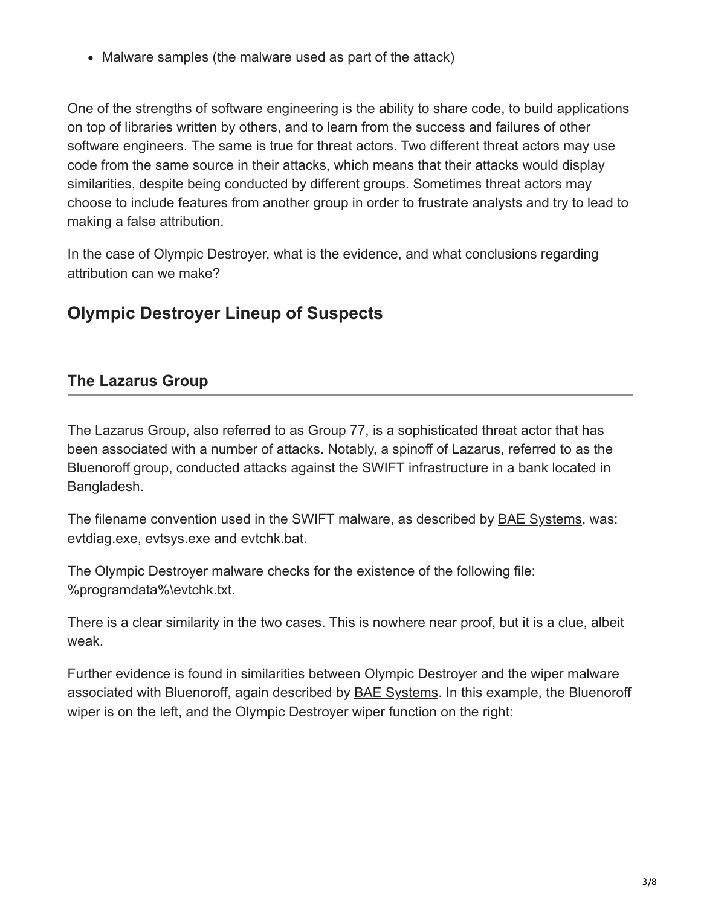- Malware samples (the malware used as part of the attack)

One of the strengths of software engineering is the ability to share code, to build applications on top of libraries written by others, and to learn from the success and failures of other software engineers. The same is true for threat actors. Two different threat actors may use code from the same source in their attacks, which means that their attacks would display similarities, despite being conducted by different groups. Sometimes threat actors may choose to include features from another group in order to frustrate analysts and try to lead to making a false attribution.

In the case of Olympic Destroyer, what is the evidence, and what conclusions regarding attribution can we make?

## Olympic Destroyer Lineup of Suspects

### The Lazarus Group

The Lazarus Group, also referred to as Group 77, is a sophisticated threat actor that has been associated with a number of attacks. Notably, a spinoff of Lazarus, referred to as the Bluenoroff group, conducted attacks against the SWIFT infrastructure in a bank located in Bangladesh.

The filename convention used in the SWIFT malware, as described by BAE Systems, was: evtdiag.exe, evtsys.exe and evtchk.bat.

The Olympic Destroyer malware checks for the existence of the following file: %programdata%\evtchk.txt.

There is a clear similarity in the two cases. This is nowhere near proof, but it is a clue, albeit weak.

Further evidence is found in similarities between Olympic Destroyer and the wiper malware associated with Bluenoroff, again described by BAE Systems. In this example, the Bluenoroff wiper is on the left, and the Olympic Destroyer wiper function on the right: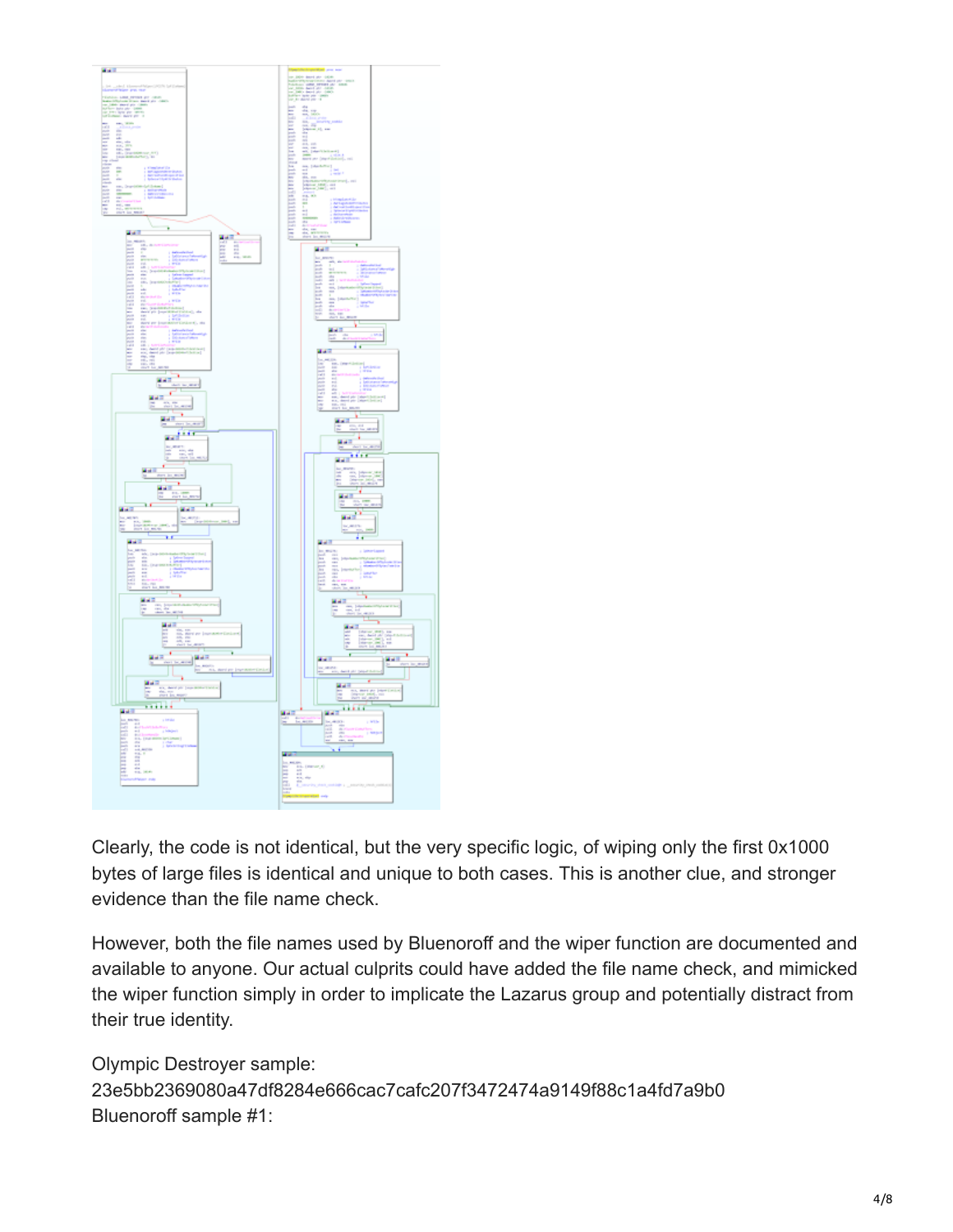Clearly, the code is not identical, but the very specific logic, of wiping only the first 0x1000 bytes of large files is identical and unique to both cases. This is another clue, and stronger evidence than the file name check.

However, both the file names used by Bluenoroff and the wiper function are documented and available to anyone. Our actual culprits could have added the file name check, and mimicked the wiper function simply in order to implicate the Lazarus group and potentially distract from their true identity.

Olympic Destroyer sample:
23e5bb2369080a47df8284e666cac7cafc207f3472474a9149f88c1a4fd7a9b0
Bluenoroff sample #1: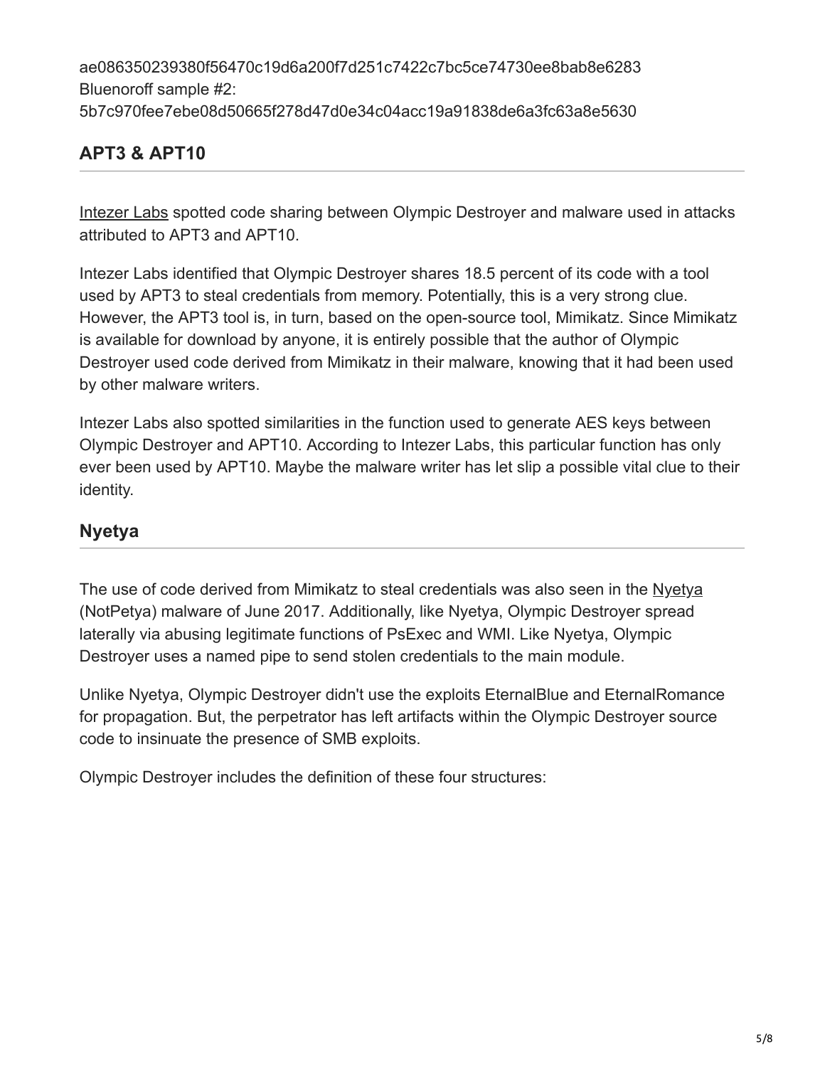ae086350239380f56470c19d6a200f7d251c7422c7bc5ce74730ee8bab8e6283
Bluenoroff sample #2:
5b7c970fee7ebe08d50665f278d47d0e34c04acc19a91838de6a3fc63a8e5630

## APT3 & APT10

Intezer Labs spotted code sharing between Olympic Destroyer and malware used in attacks attributed to APT3 and APT10.

Intezer Labs identified that Olympic Destroyer shares 18.5 percent of its code with a tool used by APT3 to steal credentials from memory. Potentially, this is a very strong clue. However, the APT3 tool is, in turn, based on the open-source tool, Mimikatz. Since Mimikatz is available for download by anyone, it is entirely possible that the author of Olympic Destroyer used code derived from Mimikatz in their malware, knowing that it had been used by other malware writers.

Intezer Labs also spotted similarities in the function used to generate AES keys between Olympic Destroyer and APT10. According to Intezer Labs, this particular function has only ever been used by APT10. Maybe the malware writer has let slip a possible vital clue to their identity.

## Nyetya

The use of code derived from Mimikatz to steal credentials was also seen in the Nyetya (NotPetya) malware of June 2017. Additionally, like Nyetya, Olympic Destroyer spread laterally via abusing legitimate functions of PsExec and WMI. Like Nyetya, Olympic Destroyer uses a named pipe to send stolen credentials to the main module.

Unlike Nyetya, Olympic Destroyer didn't use the exploits EternalBlue and EternalRomance for propagation. But, the perpetrator has left artifacts within the Olympic Destroyer source code to insinuate the presence of SMB exploits.

Olympic Destroyer includes the definition of these four structures: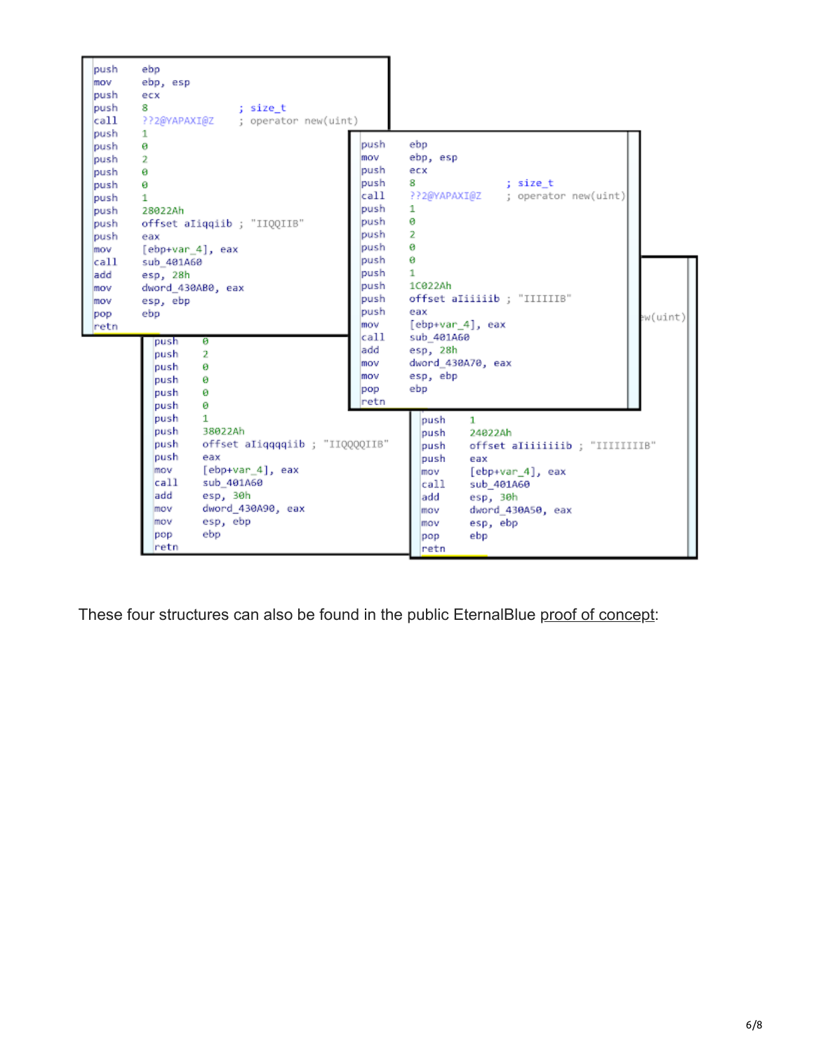```
push    ebp
mov     ebp, esp
push    ecx
push    8               ; size_t
call    ??2@YAPAXI@Z    ; operator new(uint)
push    1
push    0
push    2
push    0
push    0
push    1
push    28022Ah
push    offset aIiqqiib ; "IIQQIIB"
push    eax
mov     [ebp+var_4], eax
call    sub_401A60
add     esp, 28h
mov     dword_430AB0, eax
mov     esp, ebp
pop     ebp
retn
```

```
push    ebp
mov     ebp, esp
push    ecx
push    8               ; size_t
call    ??2@YAPAXI@Z    ; operator new(uint)
push    1
push    0
push    2
push    0
push    0
push    1
push    1C022Ah
push    offset aIiiiiib ; "IIIIIIB"
push    eax
mov     [ebp+var_4], eax
call    sub_401A60
add     esp, 28h
mov     dword_430A70, eax
mov     esp, ebp
pop     ebp
retn
```

```
push    0
push    2
push    0
push    0
push    0
push    0
push    1
push    38022Ah
push    offset aIiqqqqiib ; "IIQQQQIIB"
push    eax
mov     [ebp+var_4], eax
call    sub_401A60
add     esp, 30h
mov     dword_430A90, eax
mov     esp, ebp
pop     ebp
retn
```

```
push    1
push    24022Ah
push    offset aIiiiiiiib ; "IIIIIIIIB"
push    eax
mov     [ebp+var_4], eax
call    sub_401A60
add     esp, 30h
mov     dword_430A50, eax
mov     esp, ebp
pop     ebp
retn
```

These four structures can also be found in the public EternalBlue proof of concept: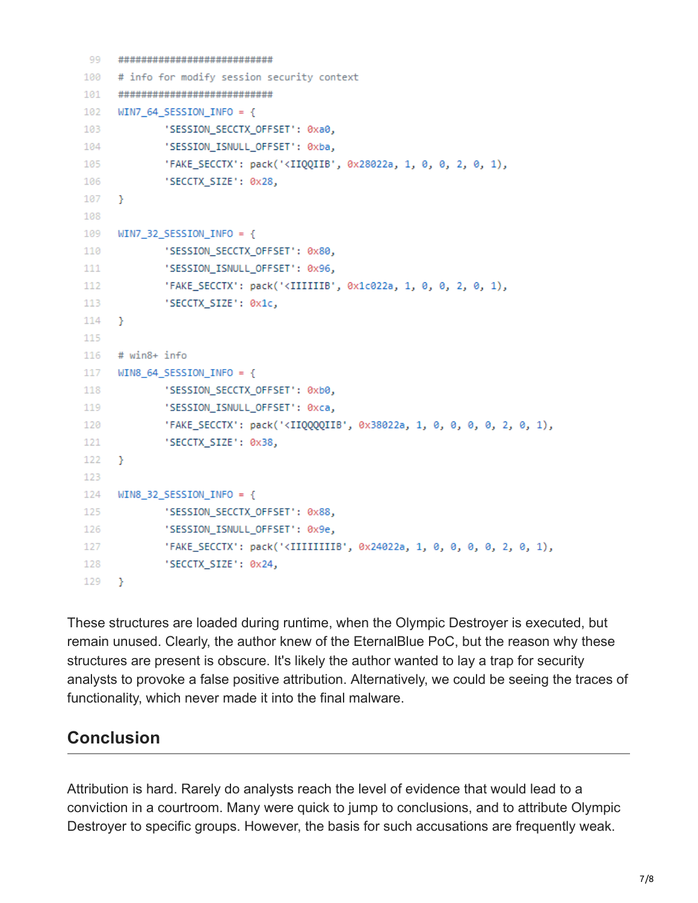```python
###########################
# info for modify session security context
###########################
WIN7_64_SESSION_INFO = {
        'SESSION_SECCTX_OFFSET': 0xa0,
        'SESSION_ISNULL_OFFSET': 0xba,
        'FAKE_SECCTX': pack('<IIQQIIB', 0x28022a, 1, 0, 0, 2, 0, 1),
        'SECCTX_SIZE': 0x28,
}

WIN7_32_SESSION_INFO = {
        'SESSION_SECCTX_OFFSET': 0x80,
        'SESSION_ISNULL_OFFSET': 0x96,
        'FAKE_SECCTX': pack('<IIIIIIB', 0x1c022a, 1, 0, 0, 2, 0, 1),
        'SECCTX_SIZE': 0x1c,
}

# win8+ info
WIN8_64_SESSION_INFO = {
        'SESSION_SECCTX_OFFSET': 0xb0,
        'SESSION_ISNULL_OFFSET': 0xca,
        'FAKE_SECCTX': pack('<IIQQQQIIB', 0x38022a, 1, 0, 0, 0, 0, 2, 0, 1),
        'SECCTX_SIZE': 0x38,
}

WIN8_32_SESSION_INFO = {
        'SESSION_SECCTX_OFFSET': 0x88,
        'SESSION_ISNULL_OFFSET': 0x9e,
        'FAKE_SECCTX': pack('<IIIIIIIIB', 0x24022a, 1, 0, 0, 0, 0, 2, 0, 1),
        'SECCTX_SIZE': 0x24,
}
```

These structures are loaded during runtime, when the Olympic Destroyer is executed, but remain unused. Clearly, the author knew of the EternalBlue PoC, but the reason why these structures are present is obscure. It's likely the author wanted to lay a trap for security analysts to provoke a false positive attribution. Alternatively, we could be seeing the traces of functionality, which never made it into the final malware.

## Conclusion

Attribution is hard. Rarely do analysts reach the level of evidence that would lead to a conviction in a courtroom. Many were quick to jump to conclusions, and to attribute Olympic Destroyer to specific groups. However, the basis for such accusations are frequently weak.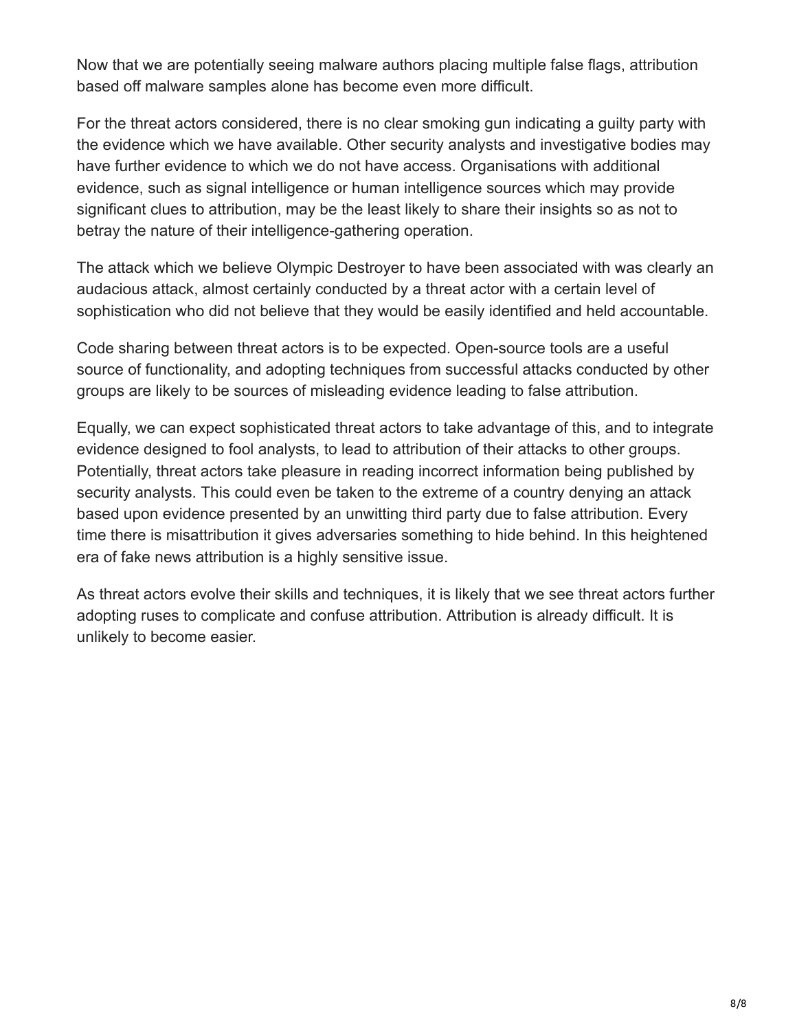Now that we are potentially seeing malware authors placing multiple false flags, attribution based off malware samples alone has become even more difficult.

For the threat actors considered, there is no clear smoking gun indicating a guilty party with the evidence which we have available. Other security analysts and investigative bodies may have further evidence to which we do not have access. Organisations with additional evidence, such as signal intelligence or human intelligence sources which may provide significant clues to attribution, may be the least likely to share their insights so as not to betray the nature of their intelligence-gathering operation.

The attack which we believe Olympic Destroyer to have been associated with was clearly an audacious attack, almost certainly conducted by a threat actor with a certain level of sophistication who did not believe that they would be easily identified and held accountable.

Code sharing between threat actors is to be expected. Open-source tools are a useful source of functionality, and adopting techniques from successful attacks conducted by other groups are likely to be sources of misleading evidence leading to false attribution.

Equally, we can expect sophisticated threat actors to take advantage of this, and to integrate evidence designed to fool analysts, to lead to attribution of their attacks to other groups. Potentially, threat actors take pleasure in reading incorrect information being published by security analysts. This could even be taken to the extreme of a country denying an attack based upon evidence presented by an unwitting third party due to false attribution. Every time there is misattribution it gives adversaries something to hide behind. In this heightened era of fake news attribution is a highly sensitive issue.

As threat actors evolve their skills and techniques, it is likely that we see threat actors further adopting ruses to complicate and confuse attribution. Attribution is already difficult. It is unlikely to become easier.